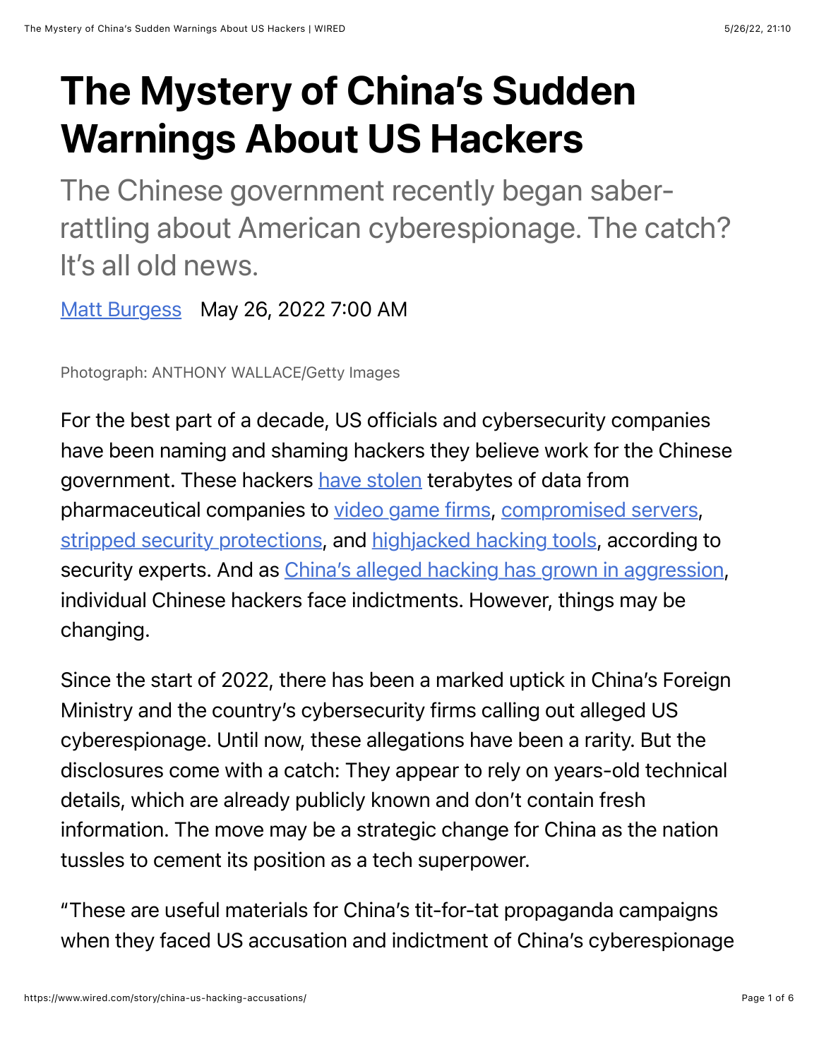# The Mystery of China's Sudden Warnings About US Hackers

The Chinese government recently began saber-rattling about American cyberespionage. The catch? It's all old news.

Matt Burgess   May 26, 2022 7:00 AM

Photograph: ANTHONY WALLACE/Getty Images

For the best part of a decade, US officials and cybersecurity companies have been naming and shaming hackers they believe work for the Chinese government. These hackers have stolen terabytes of data from pharmaceutical companies to video game firms, compromised servers, stripped security protections, and highjacked hacking tools, according to security experts. And as China's alleged hacking has grown in aggression, individual Chinese hackers face indictments. However, things may be changing.

Since the start of 2022, there has been a marked uptick in China's Foreign Ministry and the country's cybersecurity firms calling out alleged US cyberespionage. Until now, these allegations have been a rarity. But the disclosures come with a catch: They appear to rely on years-old technical details, which are already publicly known and don't contain fresh information. The move may be a strategic change for China as the nation tussles to cement its position as a tech superpower.

"These are useful materials for China's tit-for-tat propaganda campaigns when they faced US accusation and indictment of China's cyberespionage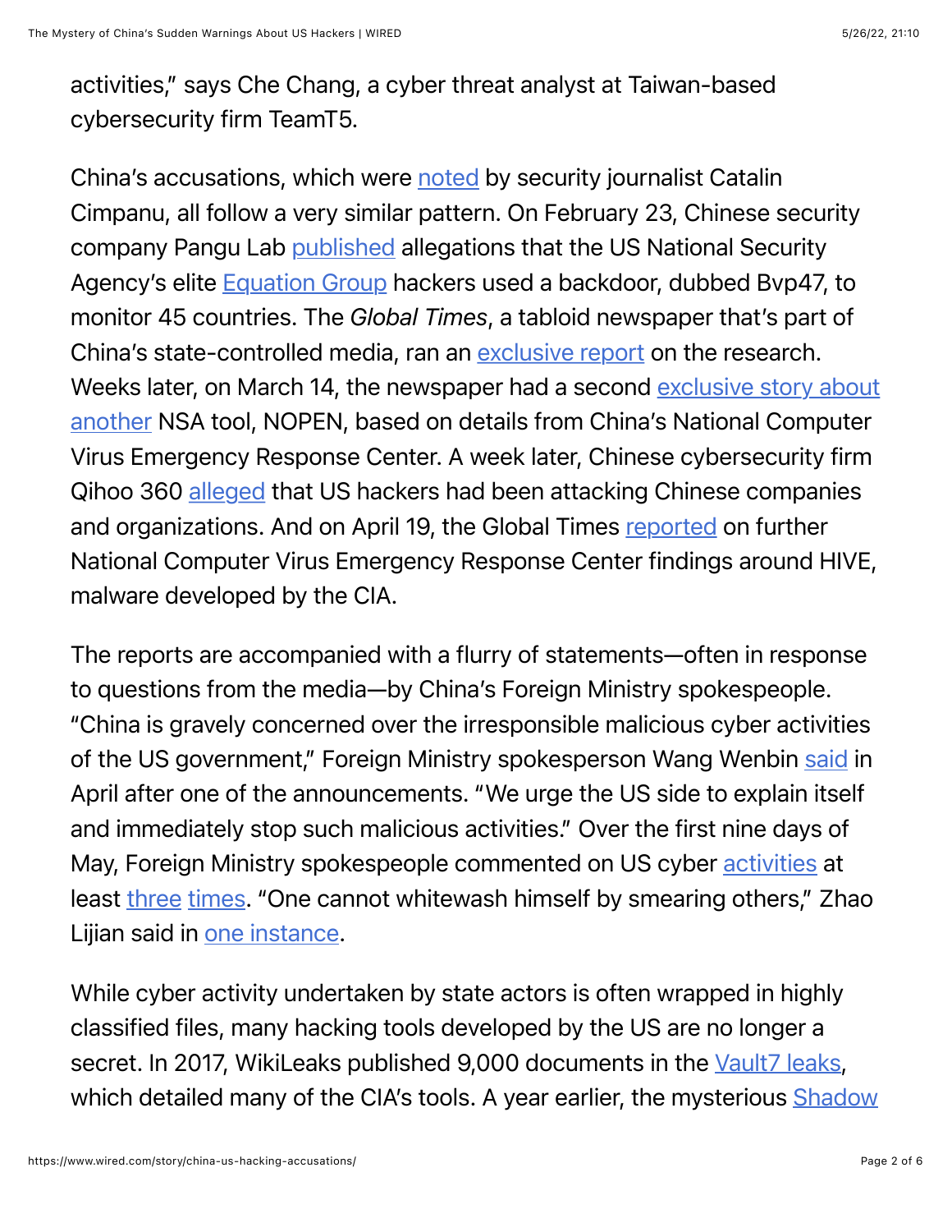activities," says Che Chang, a cyber threat analyst at Taiwan-based cybersecurity firm TeamT5.

China's accusations, which were noted by security journalist Catalin Cimpanu, all follow a very similar pattern. On February 23, Chinese security company Pangu Lab published allegations that the US National Security Agency's elite Equation Group hackers used a backdoor, dubbed Bvp47, to monitor 45 countries. The *Global Times*, a tabloid newspaper that's part of China's state-controlled media, ran an exclusive report on the research. Weeks later, on March 14, the newspaper had a second exclusive story about another NSA tool, NOPEN, based on details from China's National Computer Virus Emergency Response Center. A week later, Chinese cybersecurity firm Qihoo 360 alleged that US hackers had been attacking Chinese companies and organizations. And on April 19, the Global Times reported on further National Computer Virus Emergency Response Center findings around HIVE, malware developed by the CIA.

The reports are accompanied with a flurry of statements—often in response to questions from the media—by China's Foreign Ministry spokespeople. "China is gravely concerned over the irresponsible malicious cyber activities of the US government," Foreign Ministry spokesperson Wang Wenbin said in April after one of the announcements. "We urge the US side to explain itself and immediately stop such malicious activities." Over the first nine days of May, Foreign Ministry spokespeople commented on US cyber activities at least three times. "One cannot whitewash himself by smearing others," Zhao Lijian said in one instance.

While cyber activity undertaken by state actors is often wrapped in highly classified files, many hacking tools developed by the US are no longer a secret. In 2017, WikiLeaks published 9,000 documents in the Vault7 leaks, which detailed many of the CIA's tools. A year earlier, the mysterious Shadow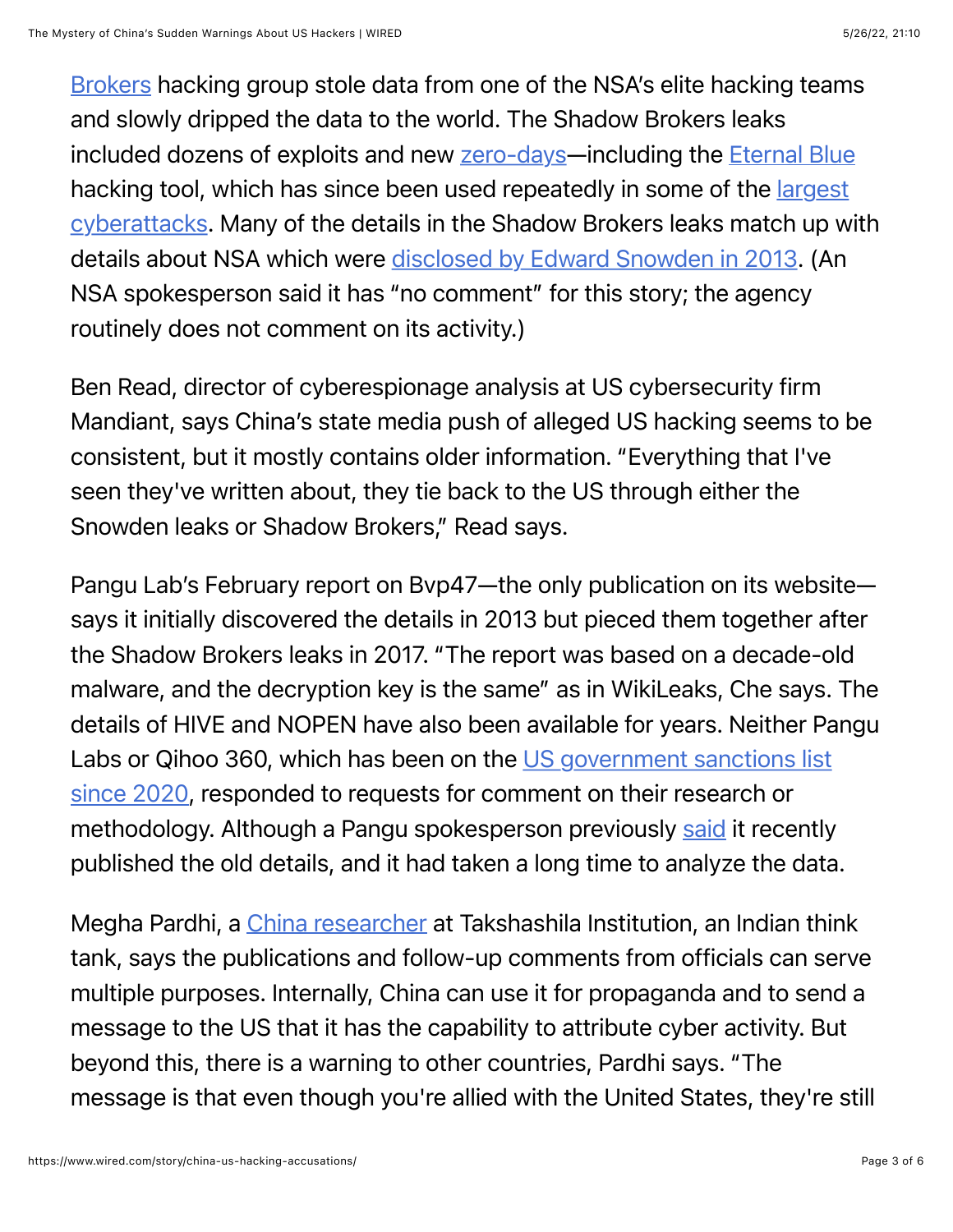Brokers hacking group stole data from one of the NSA's elite hacking teams and slowly dripped the data to the world. The Shadow Brokers leaks included dozens of exploits and new zero-days—including the Eternal Blue hacking tool, which has since been used repeatedly in some of the largest cyberattacks. Many of the details in the Shadow Brokers leaks match up with details about NSA which were disclosed by Edward Snowden in 2013. (An NSA spokesperson said it has "no comment" for this story; the agency routinely does not comment on its activity.)

Ben Read, director of cyberespionage analysis at US cybersecurity firm Mandiant, says China's state media push of alleged US hacking seems to be consistent, but it mostly contains older information. "Everything that I've seen they've written about, they tie back to the US through either the Snowden leaks or Shadow Brokers," Read says.

Pangu Lab's February report on Bvp47—the only publication on its website—says it initially discovered the details in 2013 but pieced them together after the Shadow Brokers leaks in 2017. "The report was based on a decade-old malware, and the decryption key is the same" as in WikiLeaks, Che says. The details of HIVE and NOPEN have also been available for years. Neither Pangu Labs or Qihoo 360, which has been on the US government sanctions list since 2020, responded to requests for comment on their research or methodology. Although a Pangu spokesperson previously said it recently published the old details, and it had taken a long time to analyze the data.

Megha Pardhi, a China researcher at Takshashila Institution, an Indian think tank, says the publications and follow-up comments from officials can serve multiple purposes. Internally, China can use it for propaganda and to send a message to the US that it has the capability to attribute cyber activity. But beyond this, there is a warning to other countries, Pardhi says. "The message is that even though you're allied with the United States, they're still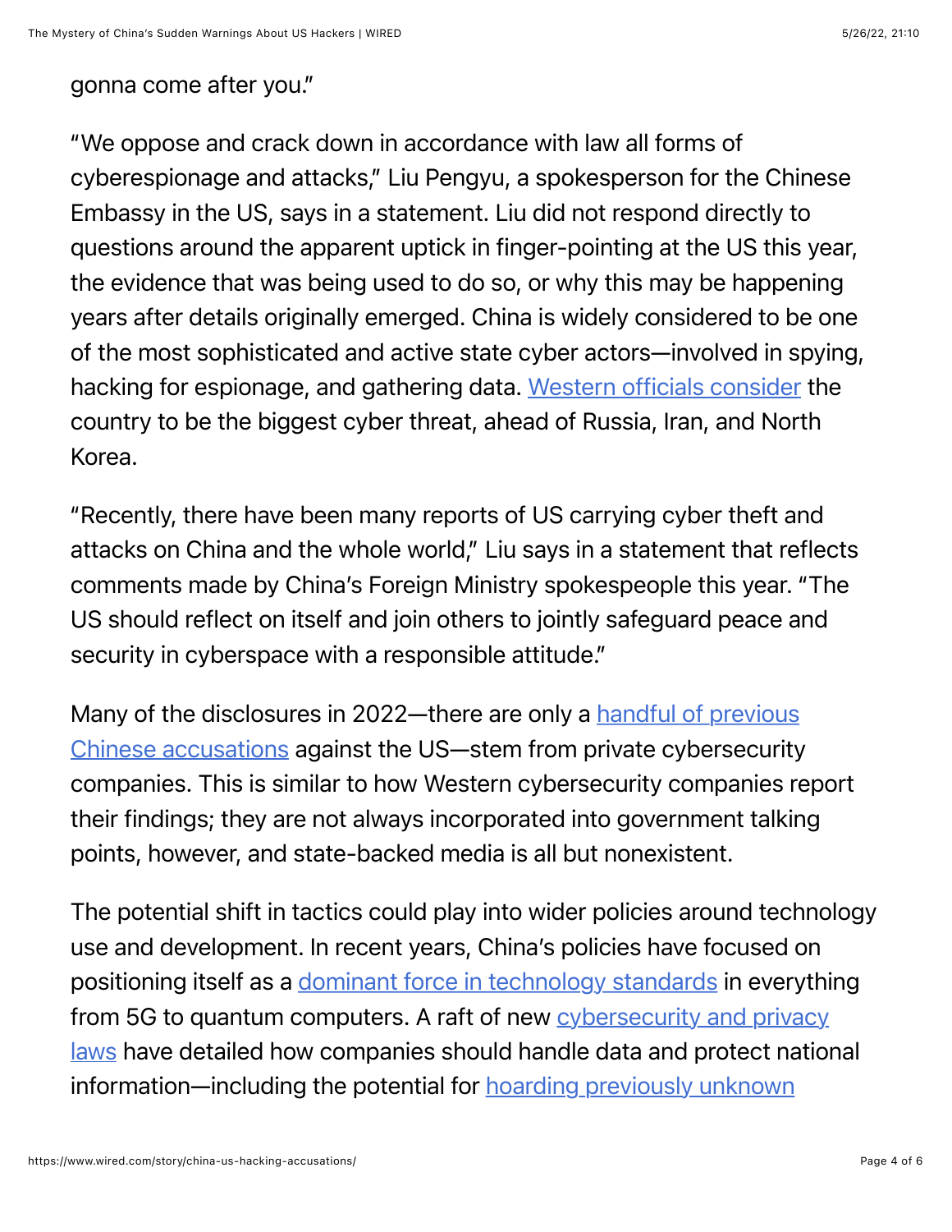gonna come after you."

"We oppose and crack down in accordance with law all forms of cyberespionage and attacks," Liu Pengyu, a spokesperson for the Chinese Embassy in the US, says in a statement. Liu did not respond directly to questions around the apparent uptick in finger-pointing at the US this year, the evidence that was being used to do so, or why this may be happening years after details originally emerged. China is widely considered to be one of the most sophisticated and active state cyber actors—involved in spying, hacking for espionage, and gathering data. Western officials consider the country to be the biggest cyber threat, ahead of Russia, Iran, and North Korea.

"Recently, there have been many reports of US carrying cyber theft and attacks on China and the whole world," Liu says in a statement that reflects comments made by China's Foreign Ministry spokespeople this year. "The US should reflect on itself and join others to jointly safeguard peace and security in cyberspace with a responsible attitude."

Many of the disclosures in 2022—there are only a handful of previous Chinese accusations against the US—stem from private cybersecurity companies. This is similar to how Western cybersecurity companies report their findings; they are not always incorporated into government talking points, however, and state-backed media is all but nonexistent.

The potential shift in tactics could play into wider policies around technology use and development. In recent years, China's policies have focused on positioning itself as a dominant force in technology standards in everything from 5G to quantum computers. A raft of new cybersecurity and privacy laws have detailed how companies should handle data and protect national information—including the potential for hoarding previously unknown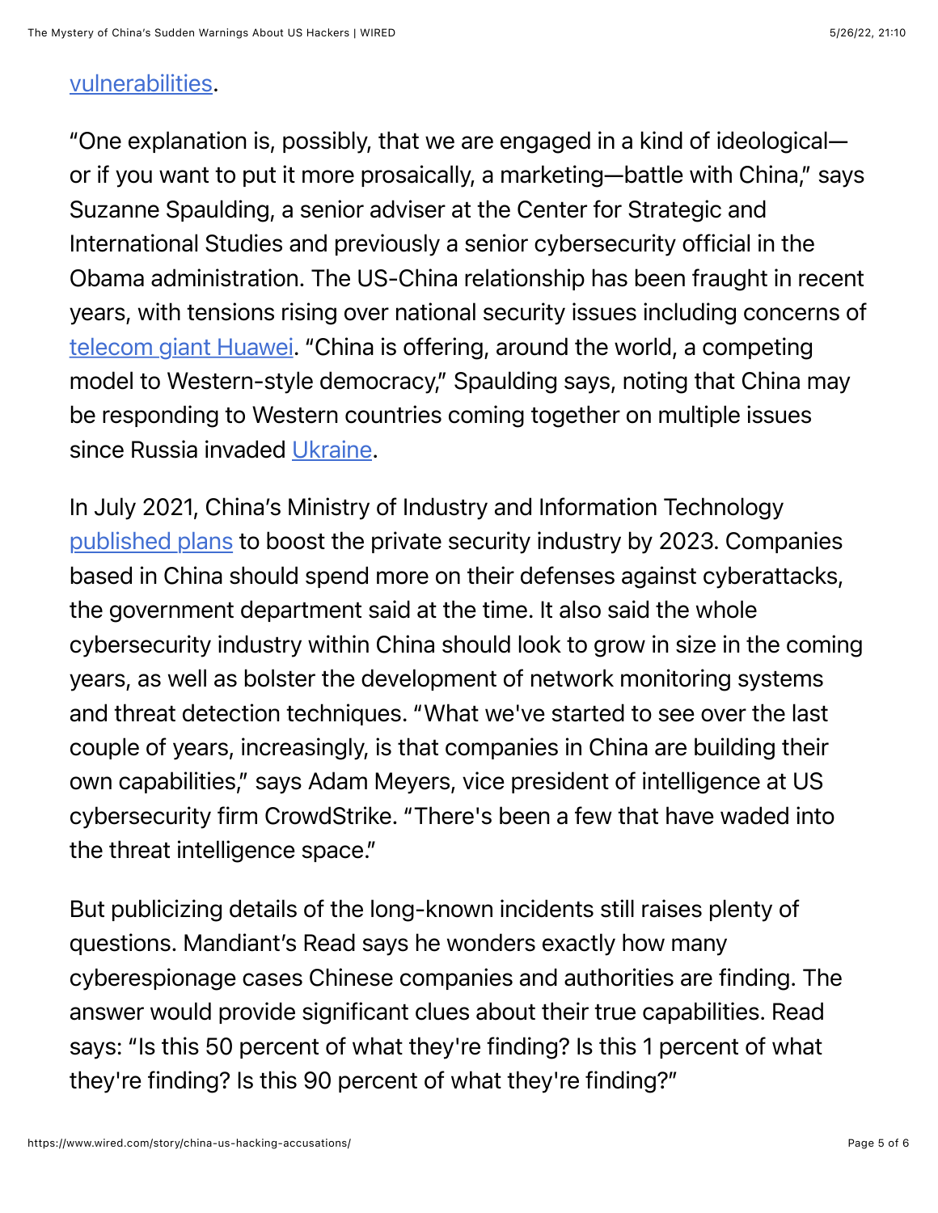vulnerabilities.

“One explanation is, possibly, that we are engaged in a kind of ideological—or if you want to put it more prosaically, a marketing—battle with China,” says Suzanne Spaulding, a senior adviser at the Center for Strategic and International Studies and previously a senior cybersecurity official in the Obama administration. The US-China relationship has been fraught in recent years, with tensions rising over national security issues including concerns of telecom giant Huawei. “China is offering, around the world, a competing model to Western-style democracy,” Spaulding says, noting that China may be responding to Western countries coming together on multiple issues since Russia invaded Ukraine.

In July 2021, China’s Ministry of Industry and Information Technology published plans to boost the private security industry by 2023. Companies based in China should spend more on their defenses against cyberattacks, the government department said at the time. It also said the whole cybersecurity industry within China should look to grow in size in the coming years, as well as bolster the development of network monitoring systems and threat detection techniques. “What we've started to see over the last couple of years, increasingly, is that companies in China are building their own capabilities,” says Adam Meyers, vice president of intelligence at US cybersecurity firm CrowdStrike. “There's been a few that have waded into the threat intelligence space.”

But publicizing details of the long-known incidents still raises plenty of questions. Mandiant’s Read says he wonders exactly how many cyberespionage cases Chinese companies and authorities are finding. The answer would provide significant clues about their true capabilities. Read says: “Is this 50 percent of what they're finding? Is this 1 percent of what they're finding? Is this 90 percent of what they're finding?”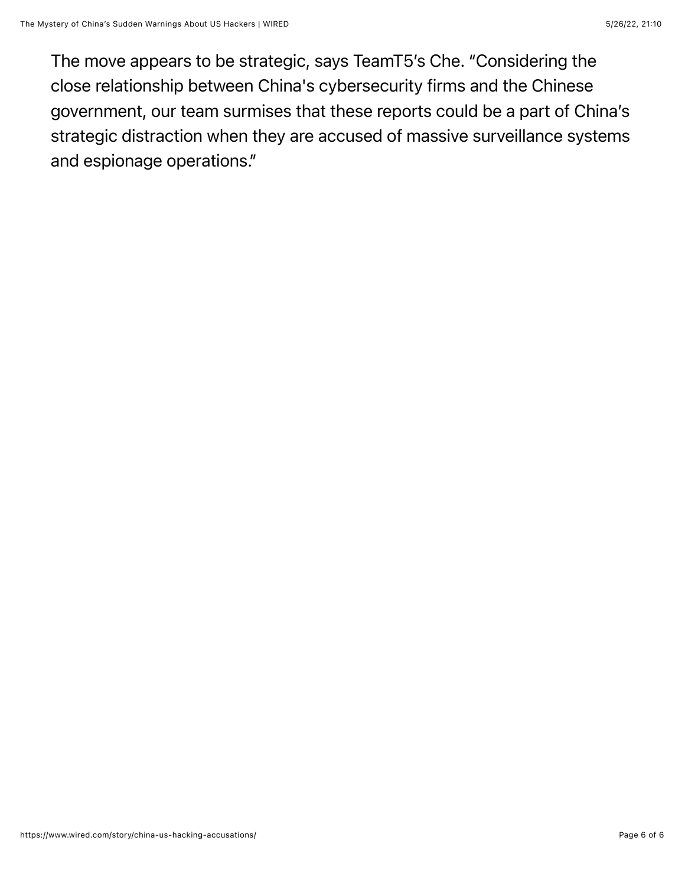The move appears to be strategic, says TeamT5's Che. "Considering the close relationship between China's cybersecurity firms and the Chinese government, our team surmises that these reports could be a part of China's strategic distraction when they are accused of massive surveillance systems and espionage operations."